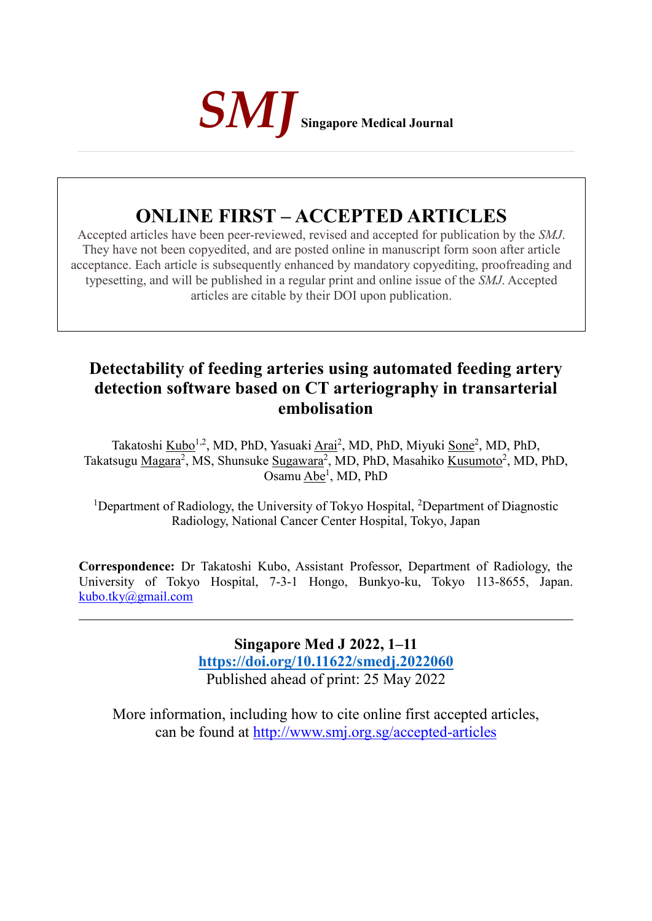**SMJ** Singapore Medical Journal

# ONLINE FIRST – ACCEPTED ARTICLES

Accepted articles have been peer-reviewed, revised and accepted for publication by the *SMJ*. They have not been copyedited, and are posted online in manuscript form soon after article acceptance. Each article is subsequently enhanced by mandatory copyediting, proofreading and typesetting, and will be published in a regular print and online issue of the *SMJ*. Accepted articles are citable by their DOI upon publication.

# Detectability of feeding arteries using automated feeding artery detection software based on CT arteriography in transarterial embolisation

Takatoshi Kubo[1,2], MD, PhD, Yasuaki Arai[2], MD, PhD, Miyuki Sone[2], MD, PhD, Takatsugu Magara[2], MS, Shunsuke Sugawara[2], MD, PhD, Masahiko Kusumoto[2], MD, PhD, Osamu Abe[1], MD, PhD

[1]Department of Radiology, the University of Tokyo Hospital, [2]Department of Diagnostic Radiology, National Cancer Center Hospital, Tokyo, Japan

**Correspondence:** Dr Takatoshi Kubo, Assistant Professor, Department of Radiology, the University of Tokyo Hospital, 7-3-1 Hongo, Bunkyo-ku, Tokyo 113-8655, Japan. kubo.tky@gmail.com

---

**Singapore Med J 2022, 1–11**
**https://doi.org/10.11622/smedj.2022060**
Published ahead of print: 25 May 2022

More information, including how to cite online first accepted articles, can be found at http://www.smj.org.sg/accepted-articles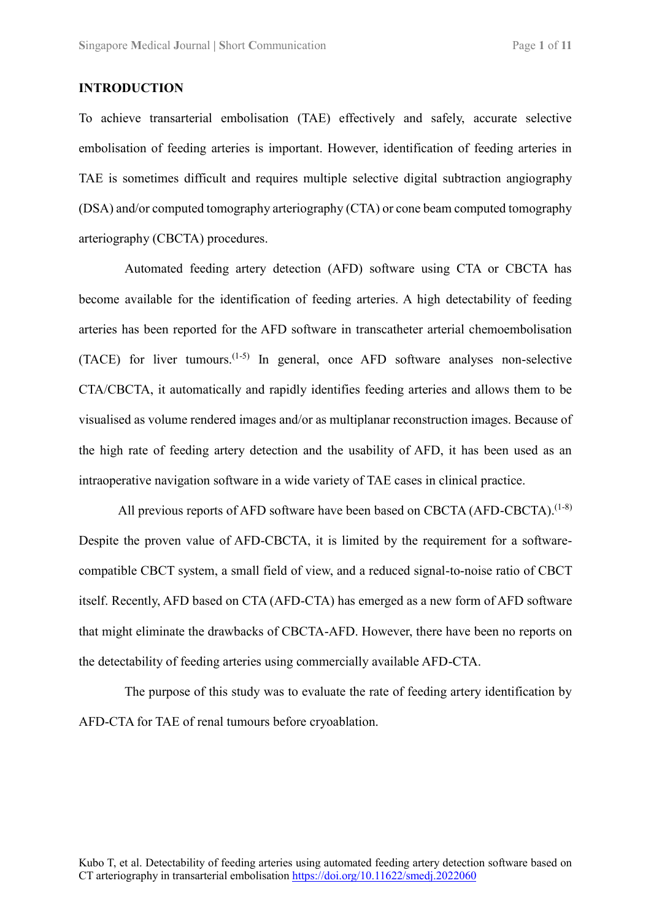## INTRODUCTION

To achieve transarterial embolisation (TAE) effectively and safely, accurate selective embolisation of feeding arteries is important. However, identification of feeding arteries in TAE is sometimes difficult and requires multiple selective digital subtraction angiography (DSA) and/or computed tomography arteriography (CTA) or cone beam computed tomography arteriography (CBCTA) procedures.

Automated feeding artery detection (AFD) software using CTA or CBCTA has become available for the identification of feeding arteries. A high detectability of feeding arteries has been reported for the AFD software in transcatheter arterial chemoembolisation (TACE) for liver tumours.[1-5] In general, once AFD software analyses non-selective CTA/CBCTA, it automatically and rapidly identifies feeding arteries and allows them to be visualised as volume rendered images and/or as multiplanar reconstruction images. Because of the high rate of feeding artery detection and the usability of AFD, it has been used as an intraoperative navigation software in a wide variety of TAE cases in clinical practice.

All previous reports of AFD software have been based on CBCTA (AFD-CBCTA).[1-8] Despite the proven value of AFD-CBCTA, it is limited by the requirement for a software-compatible CBCT system, a small field of view, and a reduced signal-to-noise ratio of CBCT itself. Recently, AFD based on CTA (AFD-CTA) has emerged as a new form of AFD software that might eliminate the drawbacks of CBCTA-AFD. However, there have been no reports on the detectability of feeding arteries using commercially available AFD-CTA.

The purpose of this study was to evaluate the rate of feeding artery identification by AFD-CTA for TAE of renal tumours before cryoablation.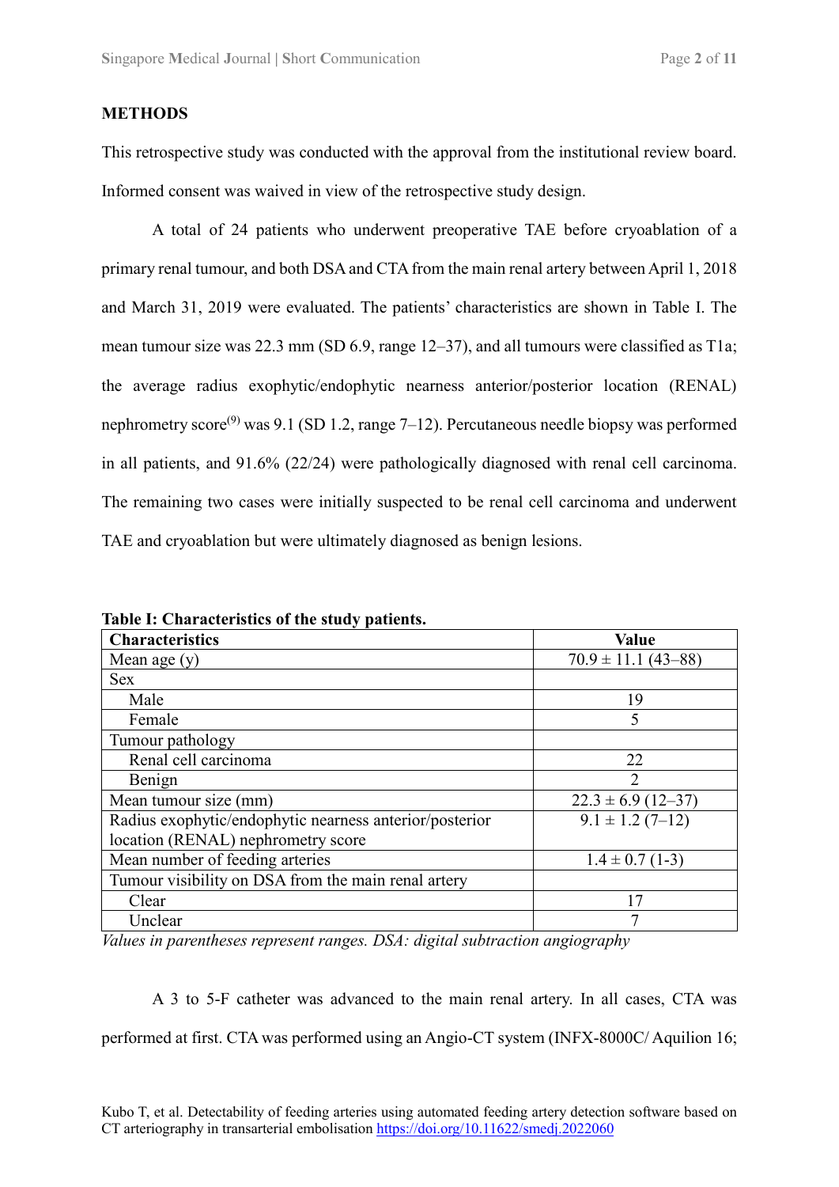## METHODS

This retrospective study was conducted with the approval from the institutional review board. Informed consent was waived in view of the retrospective study design.

A total of 24 patients who underwent preoperative TAE before cryoablation of a primary renal tumour, and both DSA and CTA from the main renal artery between April 1, 2018 and March 31, 2019 were evaluated. The patients' characteristics are shown in Table I. The mean tumour size was 22.3 mm (SD 6.9, range 12–37), and all tumours were classified as T1a; the average radius exophytic/endophytic nearness anterior/posterior location (RENAL) nephrometry score[9] was 9.1 (SD 1.2, range 7–12). Percutaneous needle biopsy was performed in all patients, and 91.6% (22/24) were pathologically diagnosed with renal cell carcinoma. The remaining two cases were initially suspected to be renal cell carcinoma and underwent TAE and cryoablation but were ultimately diagnosed as benign lesions.

**Table I: Characteristics of the study patients.**

| Characteristics | Value |
|---|---|
| Mean age (y) | 70.9 ± 11.1 (43–88) |
| Sex | |
| Male | 19 |
| Female | 5 |
| Tumour pathology | |
| Renal cell carcinoma | 22 |
| Benign | 2 |
| Mean tumour size (mm) | 22.3 ± 6.9 (12–37) |
| Radius exophytic/endophytic nearness anterior/posterior location (RENAL) nephrometry score | 9.1 ± 1.2 (7–12) |
| Mean number of feeding arteries | 1.4 ± 0.7 (1-3) |
| Tumour visibility on DSA from the main renal artery | |
| Clear | 17 |
| Unclear | 7 |

*Values in parentheses represent ranges. DSA: digital subtraction angiography*

A 3 to 5-F catheter was advanced to the main renal artery. In all cases, CTA was performed at first. CTA was performed using an Angio-CT system (INFX-8000C/ Aquilion 16;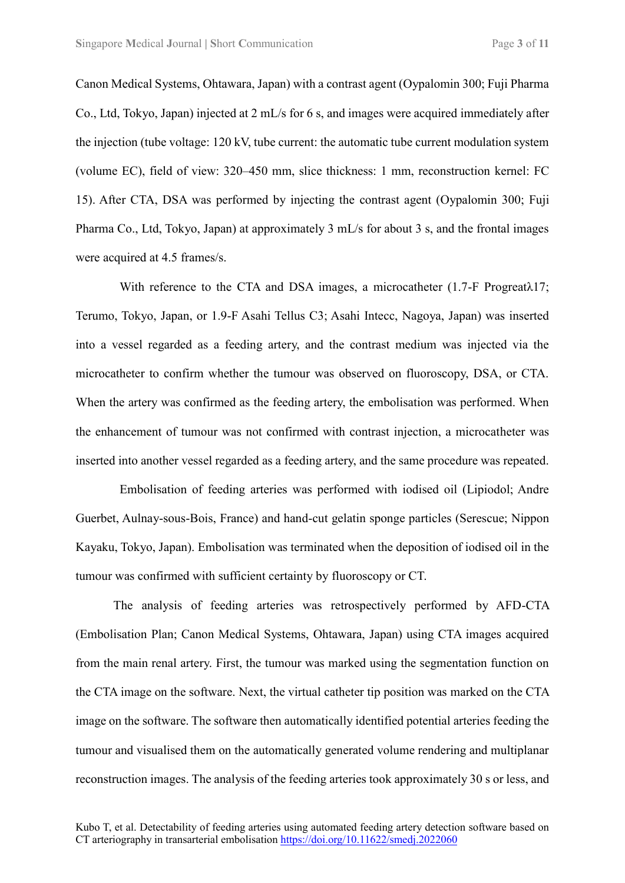Canon Medical Systems, Ohtawara, Japan) with a contrast agent (Oypalomin 300; Fuji Pharma Co., Ltd, Tokyo, Japan) injected at 2 mL/s for 6 s, and images were acquired immediately after the injection (tube voltage: 120 kV, tube current: the automatic tube current modulation system (volume EC), field of view: 320–450 mm, slice thickness: 1 mm, reconstruction kernel: FC 15). After CTA, DSA was performed by injecting the contrast agent (Oypalomin 300; Fuji Pharma Co., Ltd, Tokyo, Japan) at approximately 3 mL/s for about 3 s, and the frontal images were acquired at 4.5 frames/s.

With reference to the CTA and DSA images, a microcatheter (1.7-F Progreatλ17; Terumo, Tokyo, Japan, or 1.9-F Asahi Tellus C3; Asahi Intecc, Nagoya, Japan) was inserted into a vessel regarded as a feeding artery, and the contrast medium was injected via the microcatheter to confirm whether the tumour was observed on fluoroscopy, DSA, or CTA. When the artery was confirmed as the feeding artery, the embolisation was performed. When the enhancement of tumour was not confirmed with contrast injection, a microcatheter was inserted into another vessel regarded as a feeding artery, and the same procedure was repeated.

Embolisation of feeding arteries was performed with iodised oil (Lipiodol; Andre Guerbet, Aulnay-sous-Bois, France) and hand-cut gelatin sponge particles (Serescue; Nippon Kayaku, Tokyo, Japan). Embolisation was terminated when the deposition of iodised oil in the tumour was confirmed with sufficient certainty by fluoroscopy or CT.

The analysis of feeding arteries was retrospectively performed by AFD-CTA (Embolisation Plan; Canon Medical Systems, Ohtawara, Japan) using CTA images acquired from the main renal artery. First, the tumour was marked using the segmentation function on the CTA image on the software. Next, the virtual catheter tip position was marked on the CTA image on the software. The software then automatically identified potential arteries feeding the tumour and visualised them on the automatically generated volume rendering and multiplanar reconstruction images. The analysis of the feeding arteries took approximately 30 s or less, and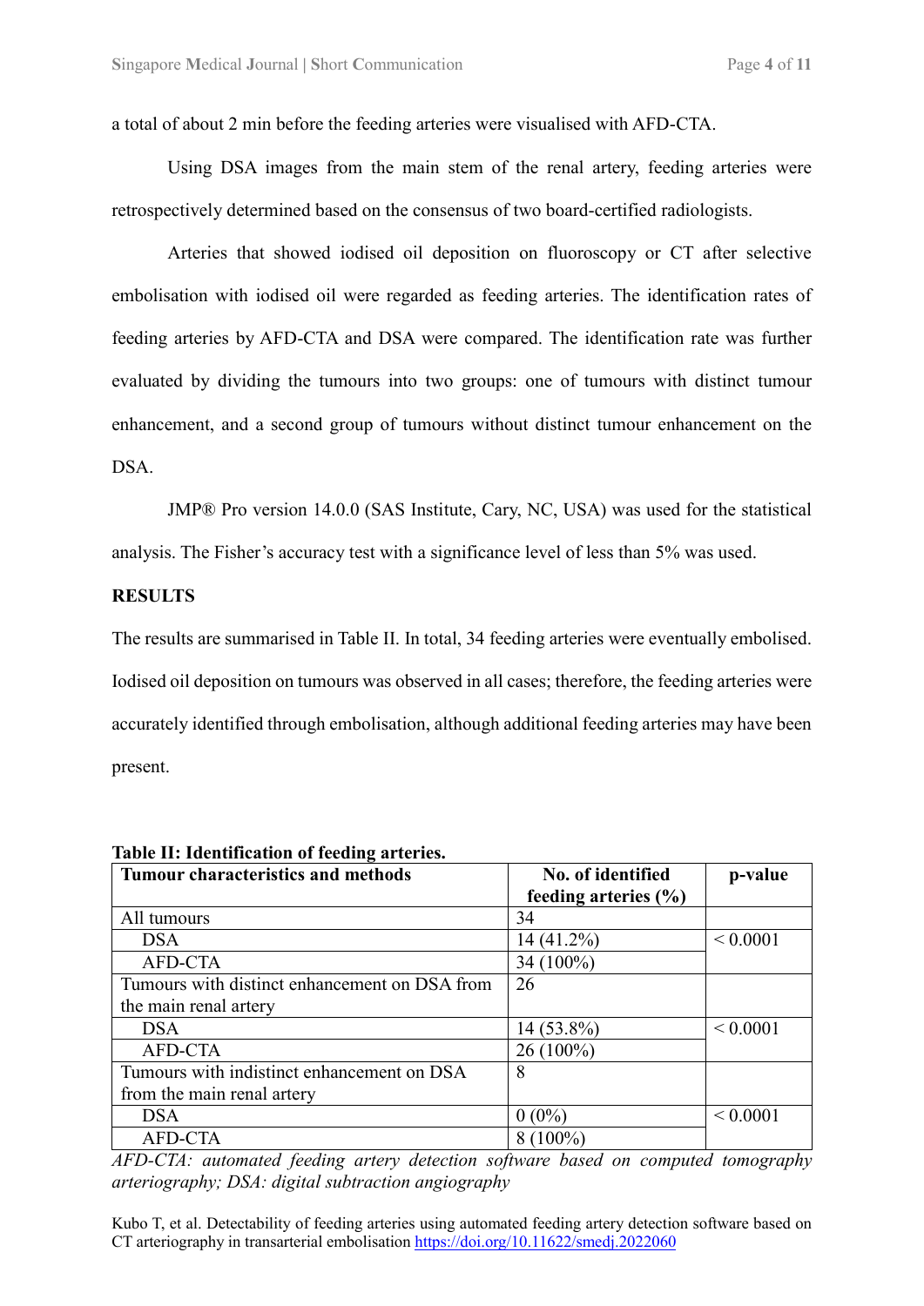a total of about 2 min before the feeding arteries were visualised with AFD-CTA.

Using DSA images from the main stem of the renal artery, feeding arteries were retrospectively determined based on the consensus of two board-certified radiologists.

Arteries that showed iodised oil deposition on fluoroscopy or CT after selective embolisation with iodised oil were regarded as feeding arteries. The identification rates of feeding arteries by AFD-CTA and DSA were compared. The identification rate was further evaluated by dividing the tumours into two groups: one of tumours with distinct tumour enhancement, and a second group of tumours without distinct tumour enhancement on the DSA.

JMP® Pro version 14.0.0 (SAS Institute, Cary, NC, USA) was used for the statistical analysis. The Fisher's accuracy test with a significance level of less than 5% was used.

## RESULTS

The results are summarised in Table II. In total, 34 feeding arteries were eventually embolised. Iodised oil deposition on tumours was observed in all cases; therefore, the feeding arteries were accurately identified through embolisation, although additional feeding arteries may have been present.

**Table II: Identification of feeding arteries.**

| Tumour characteristics and methods | No. of identified feeding arteries (%) | p-value |
|---|---|---|
| All tumours | 34 | |
| DSA | 14 (41.2%) | < 0.0001 |
| AFD-CTA | 34 (100%) | |
| Tumours with distinct enhancement on DSA from the main renal artery | 26 | |
| DSA | 14 (53.8%) | < 0.0001 |
| AFD-CTA | 26 (100%) | |
| Tumours with indistinct enhancement on DSA from the main renal artery | 8 | |
| DSA | 0 (0%) | < 0.0001 |
| AFD-CTA | 8 (100%) | |

*AFD-CTA: automated feeding artery detection software based on computed tomography arteriography; DSA: digital subtraction angiography*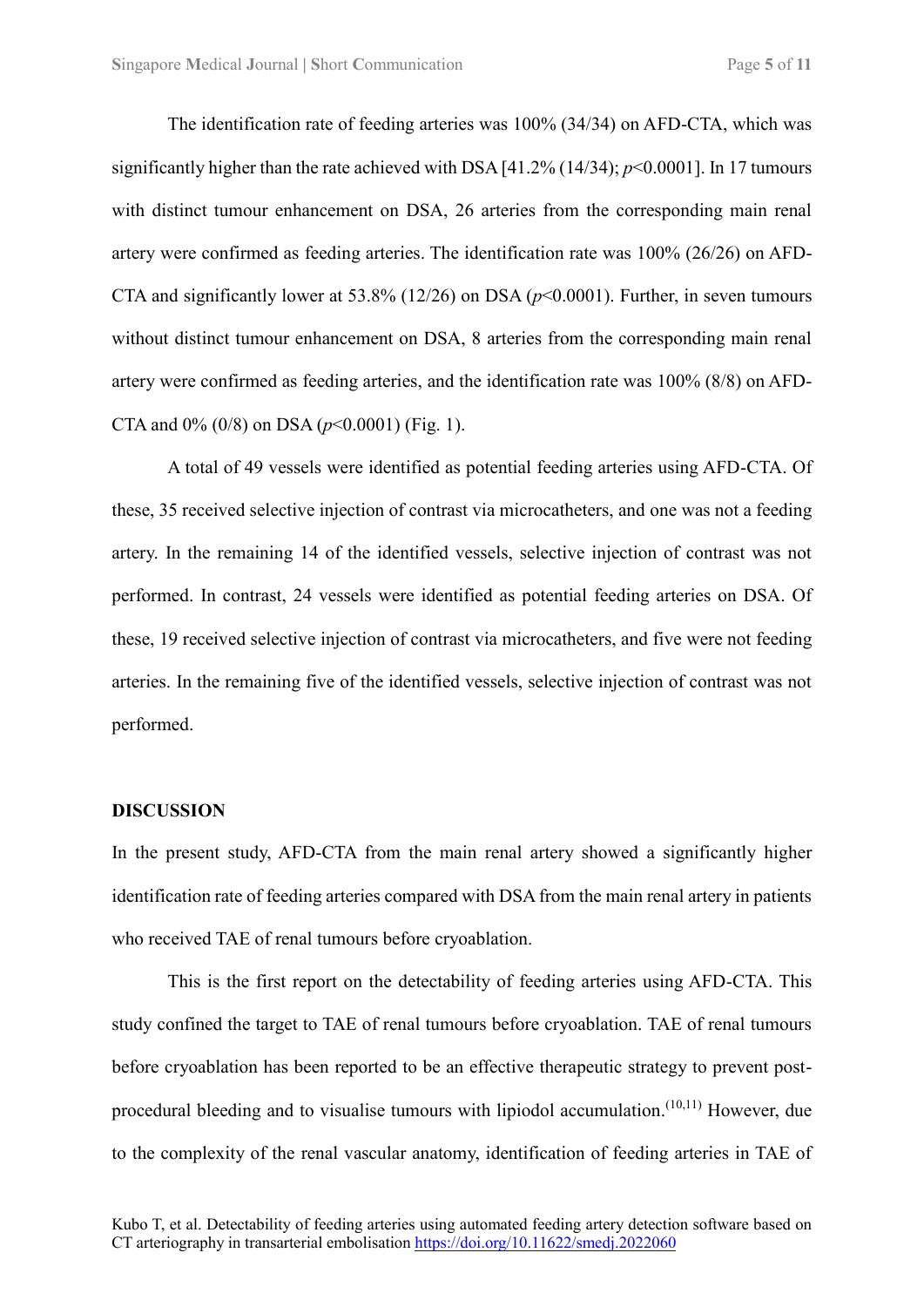The identification rate of feeding arteries was 100% (34/34) on AFD-CTA, which was significantly higher than the rate achieved with DSA [41.2% (14/34); $p<0.0001$]. In 17 tumours with distinct tumour enhancement on DSA, 26 arteries from the corresponding main renal artery were confirmed as feeding arteries. The identification rate was 100% (26/26) on AFD-CTA and significantly lower at 53.8% (12/26) on DSA ($p<0.0001$). Further, in seven tumours without distinct tumour enhancement on DSA, 8 arteries from the corresponding main renal artery were confirmed as feeding arteries, and the identification rate was 100% (8/8) on AFD-CTA and 0% (0/8) on DSA ($p<0.0001$) (Fig. 1).

A total of 49 vessels were identified as potential feeding arteries using AFD-CTA. Of these, 35 received selective injection of contrast via microcatheters, and one was not a feeding artery. In the remaining 14 of the identified vessels, selective injection of contrast was not performed. In contrast, 24 vessels were identified as potential feeding arteries on DSA. Of these, 19 received selective injection of contrast via microcatheters, and five were not feeding arteries. In the remaining five of the identified vessels, selective injection of contrast was not performed.

## DISCUSSION

In the present study, AFD-CTA from the main renal artery showed a significantly higher identification rate of feeding arteries compared with DSA from the main renal artery in patients who received TAE of renal tumours before cryoablation.

This is the first report on the detectability of feeding arteries using AFD-CTA. This study confined the target to TAE of renal tumours before cryoablation. TAE of renal tumours before cryoablation has been reported to be an effective therapeutic strategy to prevent post-procedural bleeding and to visualise tumours with lipiodol accumulation.[10,11] However, due to the complexity of the renal vascular anatomy, identification of feeding arteries in TAE of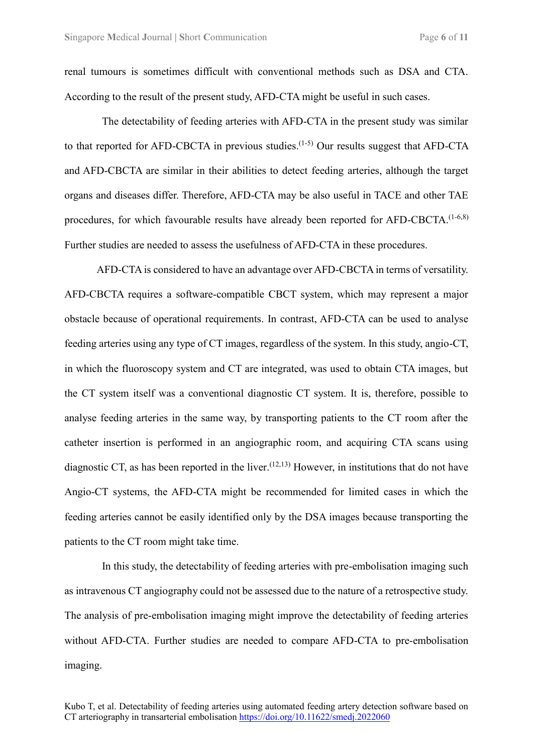renal tumours is sometimes difficult with conventional methods such as DSA and CTA. According to the result of the present study, AFD-CTA might be useful in such cases.

The detectability of feeding arteries with AFD-CTA in the present study was similar to that reported for AFD-CBCTA in previous studies.[1-5] Our results suggest that AFD-CTA and AFD-CBCTA are similar in their abilities to detect feeding arteries, although the target organs and diseases differ. Therefore, AFD-CTA may be also useful in TACE and other TAE procedures, for which favourable results have already been reported for AFD-CBCTA.[1-6,8] Further studies are needed to assess the usefulness of AFD-CTA in these procedures.

AFD-CTA is considered to have an advantage over AFD-CBCTA in terms of versatility. AFD-CBCTA requires a software-compatible CBCT system, which may represent a major obstacle because of operational requirements. In contrast, AFD-CTA can be used to analyse feeding arteries using any type of CT images, regardless of the system. In this study, angio-CT, in which the fluoroscopy system and CT are integrated, was used to obtain CTA images, but the CT system itself was a conventional diagnostic CT system. It is, therefore, possible to analyse feeding arteries in the same way, by transporting patients to the CT room after the catheter insertion is performed in an angiographic room, and acquiring CTA scans using diagnostic CT, as has been reported in the liver.[12,13] However, in institutions that do not have Angio-CT systems, the AFD-CTA might be recommended for limited cases in which the feeding arteries cannot be easily identified only by the DSA images because transporting the patients to the CT room might take time.

In this study, the detectability of feeding arteries with pre-embolisation imaging such as intravenous CT angiography could not be assessed due to the nature of a retrospective study. The analysis of pre-embolisation imaging might improve the detectability of feeding arteries without AFD-CTA. Further studies are needed to compare AFD-CTA to pre-embolisation imaging.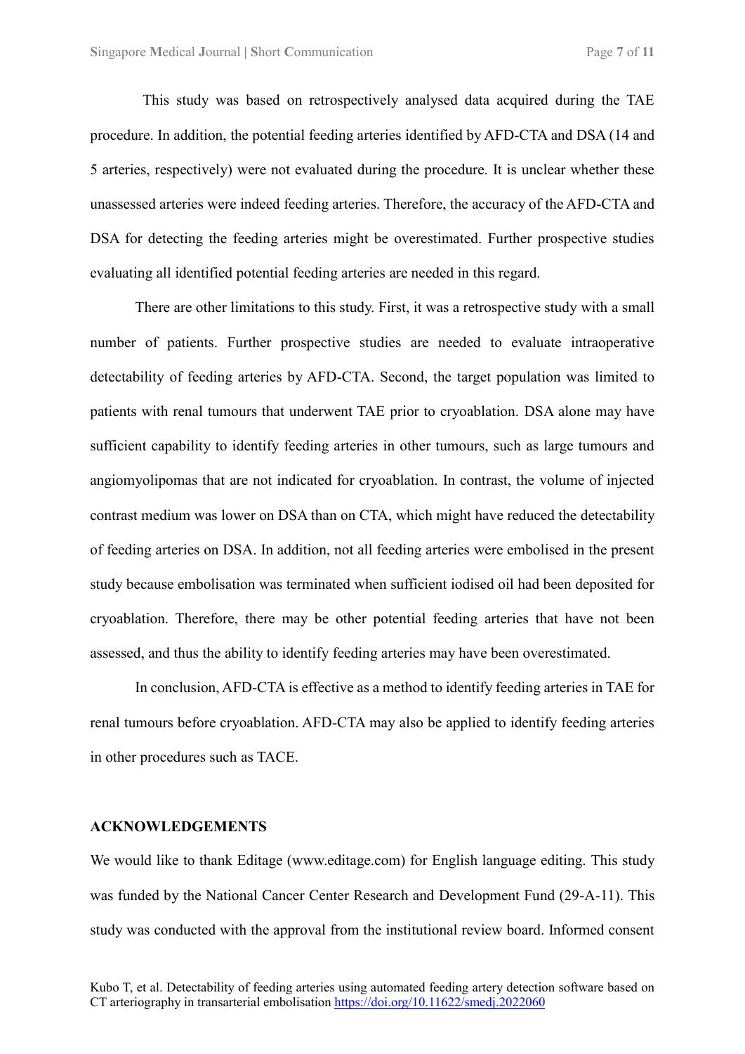This study was based on retrospectively analysed data acquired during the TAE procedure. In addition, the potential feeding arteries identified by AFD-CTA and DSA (14 and 5 arteries, respectively) were not evaluated during the procedure. It is unclear whether these unassessed arteries were indeed feeding arteries. Therefore, the accuracy of the AFD-CTA and DSA for detecting the feeding arteries might be overestimated. Further prospective studies evaluating all identified potential feeding arteries are needed in this regard.

There are other limitations to this study. First, it was a retrospective study with a small number of patients. Further prospective studies are needed to evaluate intraoperative detectability of feeding arteries by AFD-CTA. Second, the target population was limited to patients with renal tumours that underwent TAE prior to cryoablation. DSA alone may have sufficient capability to identify feeding arteries in other tumours, such as large tumours and angiomyolipomas that are not indicated for cryoablation. In contrast, the volume of injected contrast medium was lower on DSA than on CTA, which might have reduced the detectability of feeding arteries on DSA. In addition, not all feeding arteries were embolised in the present study because embolisation was terminated when sufficient iodised oil had been deposited for cryoablation. Therefore, there may be other potential feeding arteries that have not been assessed, and thus the ability to identify feeding arteries may have been overestimated.

In conclusion, AFD-CTA is effective as a method to identify feeding arteries in TAE for renal tumours before cryoablation. AFD-CTA may also be applied to identify feeding arteries in other procedures such as TACE.

## ACKNOWLEDGEMENTS

We would like to thank Editage (www.editage.com) for English language editing. This study was funded by the National Cancer Center Research and Development Fund (29-A-11). This study was conducted with the approval from the institutional review board. Informed consent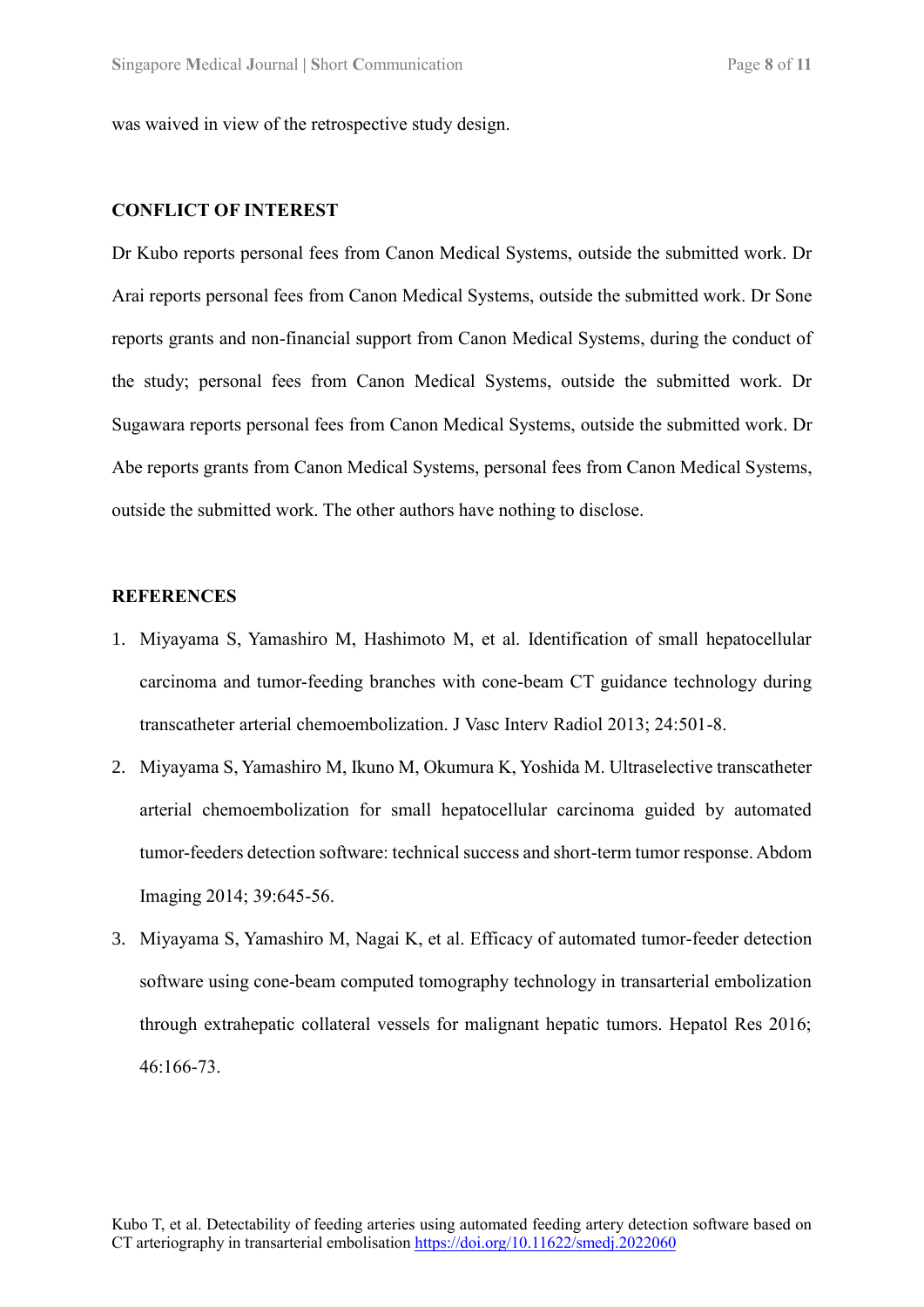was waived in view of the retrospective study design.

## CONFLICT OF INTEREST

Dr Kubo reports personal fees from Canon Medical Systems, outside the submitted work. Dr Arai reports personal fees from Canon Medical Systems, outside the submitted work. Dr Sone reports grants and non-financial support from Canon Medical Systems, during the conduct of the study; personal fees from Canon Medical Systems, outside the submitted work. Dr Sugawara reports personal fees from Canon Medical Systems, outside the submitted work. Dr Abe reports grants from Canon Medical Systems, personal fees from Canon Medical Systems, outside the submitted work. The other authors have nothing to disclose.

## REFERENCES

1. Miyayama S, Yamashiro M, Hashimoto M, et al. Identification of small hepatocellular carcinoma and tumor-feeding branches with cone-beam CT guidance technology during transcatheter arterial chemoembolization. J Vasc Interv Radiol 2013; 24:501-8.
2. Miyayama S, Yamashiro M, Ikuno M, Okumura K, Yoshida M. Ultraselective transcatheter arterial chemoembolization for small hepatocellular carcinoma guided by automated tumor-feeders detection software: technical success and short-term tumor response. Abdom Imaging 2014; 39:645-56.
3. Miyayama S, Yamashiro M, Nagai K, et al. Efficacy of automated tumor-feeder detection software using cone-beam computed tomography technology in transarterial embolization through extrahepatic collateral vessels for malignant hepatic tumors. Hepatol Res 2016; 46:166-73.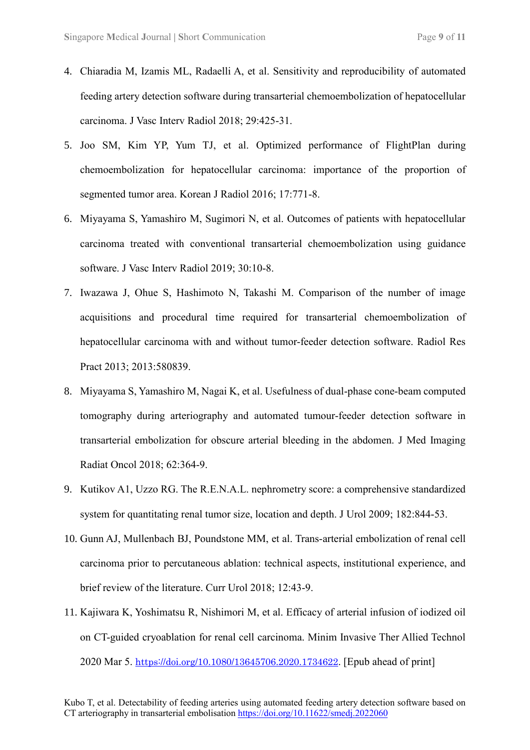4. Chiaradia M, Izamis ML, Radaelli A, et al. Sensitivity and reproducibility of automated feeding artery detection software during transarterial chemoembolization of hepatocellular carcinoma. J Vasc Interv Radiol 2018; 29:425-31.
5. Joo SM, Kim YP, Yum TJ, et al. Optimized performance of FlightPlan during chemoembolization for hepatocellular carcinoma: importance of the proportion of segmented tumor area. Korean J Radiol 2016; 17:771-8.
6. Miyayama S, Yamashiro M, Sugimori N, et al. Outcomes of patients with hepatocellular carcinoma treated with conventional transarterial chemoembolization using guidance software. J Vasc Interv Radiol 2019; 30:10-8.
7. Iwazawa J, Ohue S, Hashimoto N, Takashi M. Comparison of the number of image acquisitions and procedural time required for transarterial chemoembolization of hepatocellular carcinoma with and without tumor-feeder detection software. Radiol Res Pract 2013; 2013:580839.
8. Miyayama S, Yamashiro M, Nagai K, et al. Usefulness of dual-phase cone-beam computed tomography during arteriography and automated tumour-feeder detection software in transarterial embolization for obscure arterial bleeding in the abdomen. J Med Imaging Radiat Oncol 2018; 62:364-9.
9. Kutikov A1, Uzzo RG. The R.E.N.A.L. nephrometry score: a comprehensive standardized system for quantitating renal tumor size, location and depth. J Urol 2009; 182:844-53.
10. Gunn AJ, Mullenbach BJ, Poundstone MM, et al. Trans-arterial embolization of renal cell carcinoma prior to percutaneous ablation: technical aspects, institutional experience, and brief review of the literature. Curr Urol 2018; 12:43-9.
11. Kajiwara K, Yoshimatsu R, Nishimori M, et al. Efficacy of arterial infusion of iodized oil on CT-guided cryoablation for renal cell carcinoma. Minim Invasive Ther Allied Technol 2020 Mar 5. https://doi.org/10.1080/13645706.2020.1734622. [Epub ahead of print]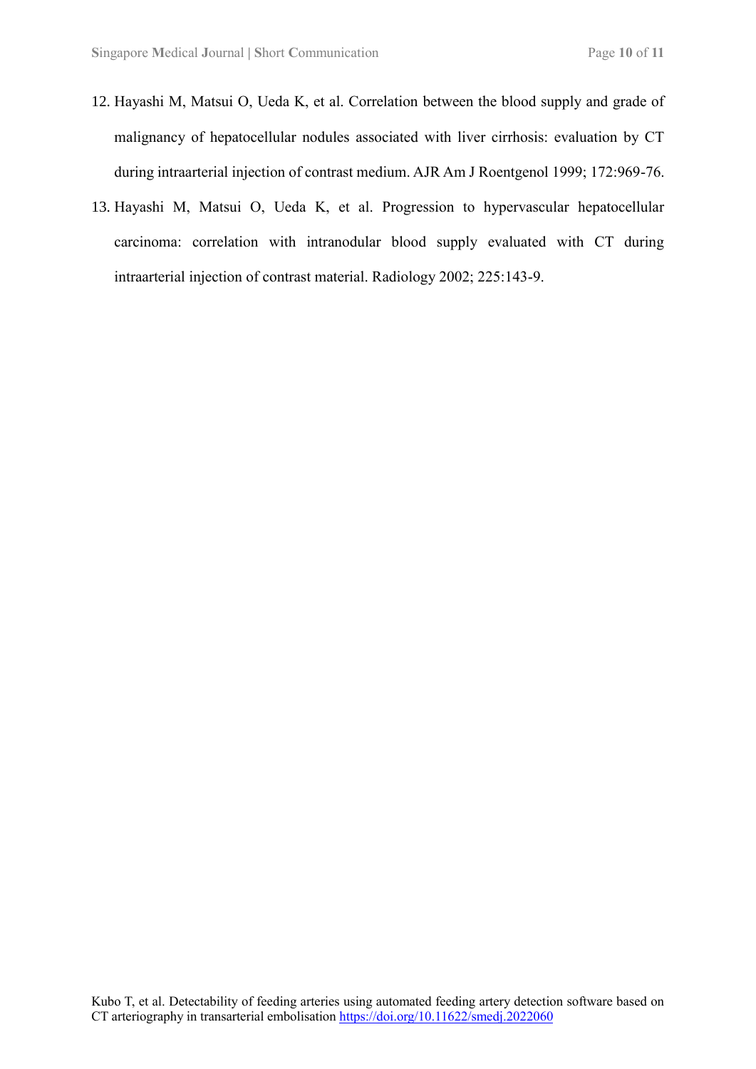12. Hayashi M, Matsui O, Ueda K, et al. Correlation between the blood supply and grade of malignancy of hepatocellular nodules associated with liver cirrhosis: evaluation by CT during intraarterial injection of contrast medium. AJR Am J Roentgenol 1999; 172:969-76.
13. Hayashi M, Matsui O, Ueda K, et al. Progression to hypervascular hepatocellular carcinoma: correlation with intranodular blood supply evaluated with CT during intraarterial injection of contrast material. Radiology 2002; 225:143-9.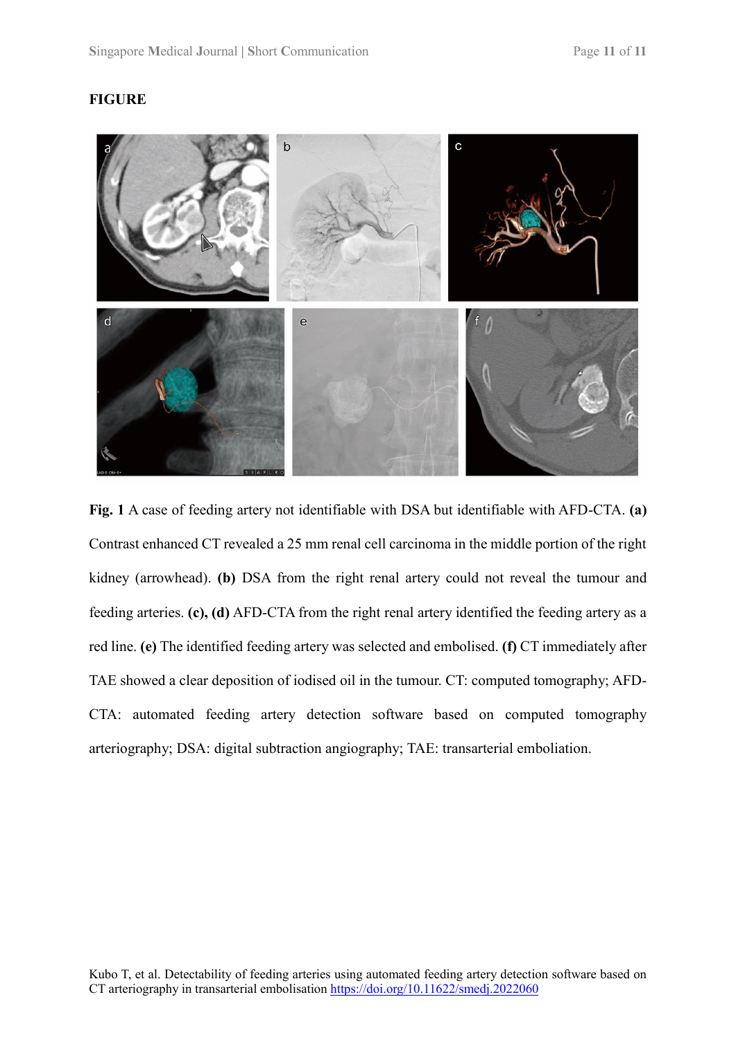**FIGURE**

**Fig. 1** A case of feeding artery not identifiable with DSA but identifiable with AFD-CTA. **(a)** Contrast enhanced CT revealed a 25 mm renal cell carcinoma in the middle portion of the right kidney (arrowhead). **(b)** DSA from the right renal artery could not reveal the tumour and feeding arteries. **(c), (d)** AFD-CTA from the right renal artery identified the feeding artery as a red line. **(e)** The identified feeding artery was selected and embolised. **(f)** CT immediately after TAE showed a clear deposition of iodised oil in the tumour. CT: computed tomography; AFD-CTA: automated feeding artery detection software based on computed tomography arteriography; DSA: digital subtraction angiography; TAE: transarterial embolisation.